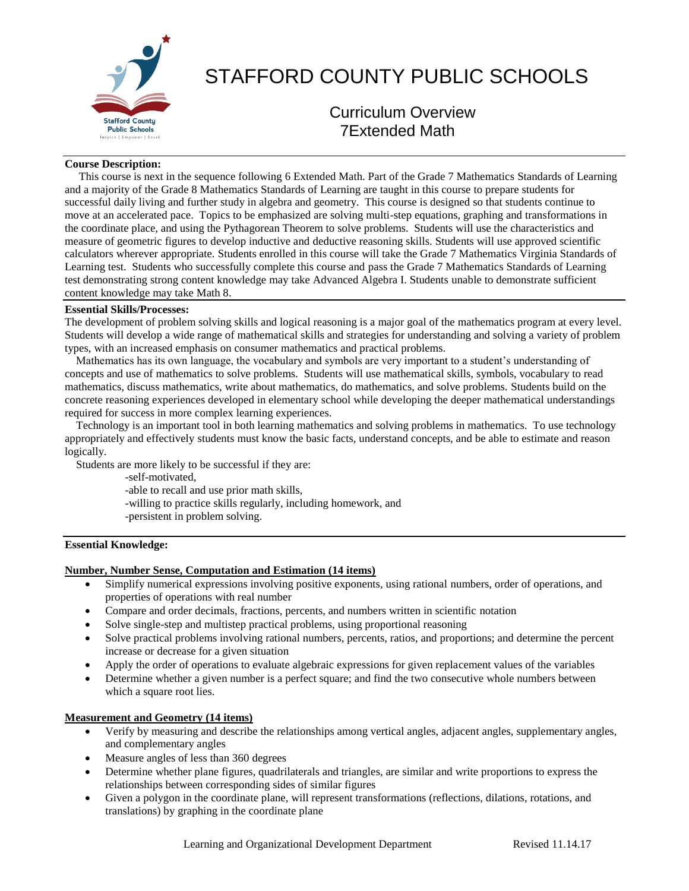# STAFFORD COUNTY PUBLIC SCHOOLS

## Curriculum Overview
## 7Extended Math

**Course Description:**

This course is next in the sequence following 6 Extended Math. Part of the Grade 7 Mathematics Standards of Learning and a majority of the Grade 8 Mathematics Standards of Learning are taught in this course to prepare students for successful daily living and further study in algebra and geometry. This course is designed so that students continue to move at an accelerated pace. Topics to be emphasized are solving multi-step equations, graphing and transformations in the coordinate place, and using the Pythagorean Theorem to solve problems. Students will use the characteristics and measure of geometric figures to develop inductive and deductive reasoning skills. Students will use approved scientific calculators wherever appropriate. Students enrolled in this course will take the Grade 7 Mathematics Virginia Standards of Learning test. Students who successfully complete this course and pass the Grade 7 Mathematics Standards of Learning test demonstrating strong content knowledge may take Advanced Algebra I. Students unable to demonstrate sufficient content knowledge may take Math 8.

**Essential Skills/Processes:**

The development of problem solving skills and logical reasoning is a major goal of the mathematics program at every level. Students will develop a wide range of mathematical skills and strategies for understanding and solving a variety of problem types, with an increased emphasis on consumer mathematics and practical problems.

Mathematics has its own language, the vocabulary and symbols are very important to a student's understanding of concepts and use of mathematics to solve problems. Students will use mathematical skills, symbols, vocabulary to read mathematics, discuss mathematics, write about mathematics, do mathematics, and solve problems. Students build on the concrete reasoning experiences developed in elementary school while developing the deeper mathematical understandings required for success in more complex learning experiences.

Technology is an important tool in both learning mathematics and solving problems in mathematics. To use technology appropriately and effectively students must know the basic facts, understand concepts, and be able to estimate and reason logically.

Students are more likely to be successful if they are:

-self-motivated,
-able to recall and use prior math skills,
-willing to practice skills regularly, including homework, and
-persistent in problem solving.

**Essential Knowledge:**

**Number, Number Sense, Computation and Estimation (14 items)**

- Simplify numerical expressions involving positive exponents, using rational numbers, order of operations, and properties of operations with real number
- Compare and order decimals, fractions, percents, and numbers written in scientific notation
- Solve single-step and multistep practical problems, using proportional reasoning
- Solve practical problems involving rational numbers, percents, ratios, and proportions; and determine the percent increase or decrease for a given situation
- Apply the order of operations to evaluate algebraic expressions for given replacement values of the variables
- Determine whether a given number is a perfect square; and find the two consecutive whole numbers between which a square root lies.

**Measurement and Geometry (14 items)**

- Verify by measuring and describe the relationships among vertical angles, adjacent angles, supplementary angles, and complementary angles
- Measure angles of less than 360 degrees
- Determine whether plane figures, quadrilaterals and triangles, are similar and write proportions to express the relationships between corresponding sides of similar figures
- Given a polygon in the coordinate plane, will represent transformations (reflections, dilations, rotations, and translations) by graphing in the coordinate plane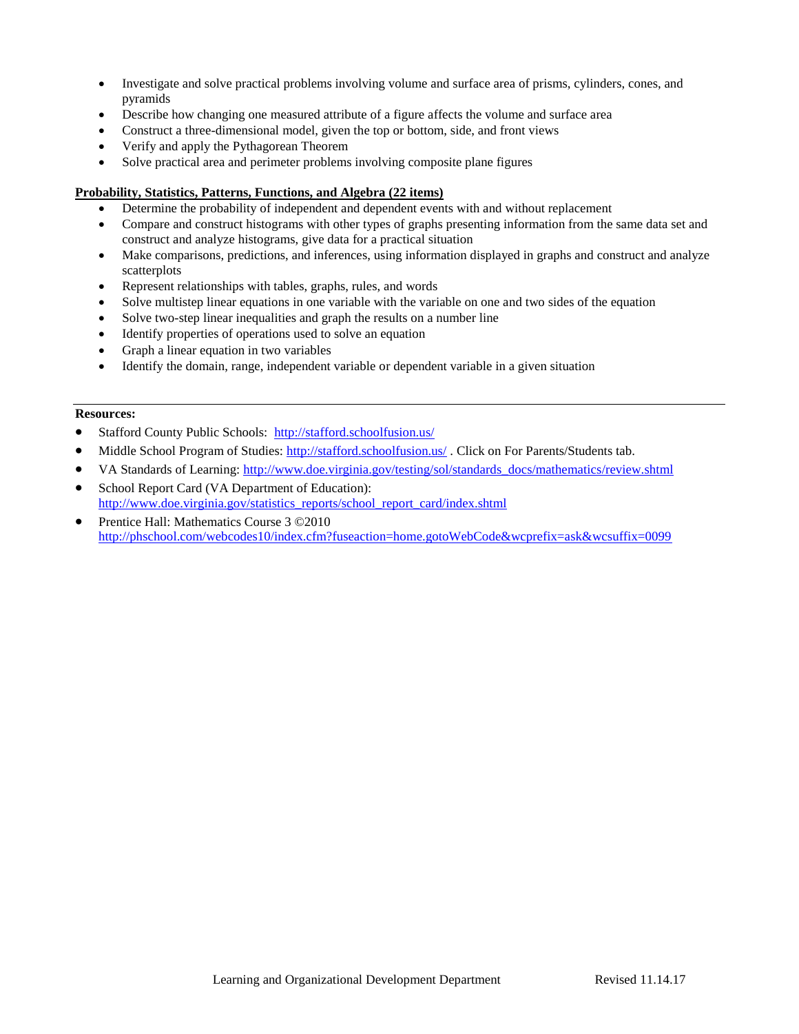- Investigate and solve practical problems involving volume and surface area of prisms, cylinders, cones, and pyramids
- Describe how changing one measured attribute of a figure affects the volume and surface area
- Construct a three-dimensional model, given the top or bottom, side, and front views
- Verify and apply the Pythagorean Theorem
- Solve practical area and perimeter problems involving composite plane figures

**Probability, Statistics, Patterns, Functions, and Algebra (22 items)**

- Determine the probability of independent and dependent events with and without replacement
- Compare and construct histograms with other types of graphs presenting information from the same data set and construct and analyze histograms, give data for a practical situation
- Make comparisons, predictions, and inferences, using information displayed in graphs and construct and analyze scatterplots
- Represent relationships with tables, graphs, rules, and words
- Solve multistep linear equations in one variable with the variable on one and two sides of the equation
- Solve two-step linear inequalities and graph the results on a number line
- Identify properties of operations used to solve an equation
- Graph a linear equation in two variables
- Identify the domain, range, independent variable or dependent variable in a given situation

---

**Resources:**

- Stafford County Public Schools: http://stafford.schoolfusion.us/
- Middle School Program of Studies: http://stafford.schoolfusion.us/ . Click on For Parents/Students tab.
- VA Standards of Learning: http://www.doe.virginia.gov/testing/sol/standards_docs/mathematics/review.shtml
- School Report Card (VA Department of Education): http://www.doe.virginia.gov/statistics_reports/school_report_card/index.shtml
- Prentice Hall: Mathematics Course 3 ©2010 http://phschool.com/webcodes10/index.cfm?fuseaction=home.gotoWebCode&wcprefix=ask&wcsuffix=0099

Learning and Organizational Development Department Revised 11.14.17